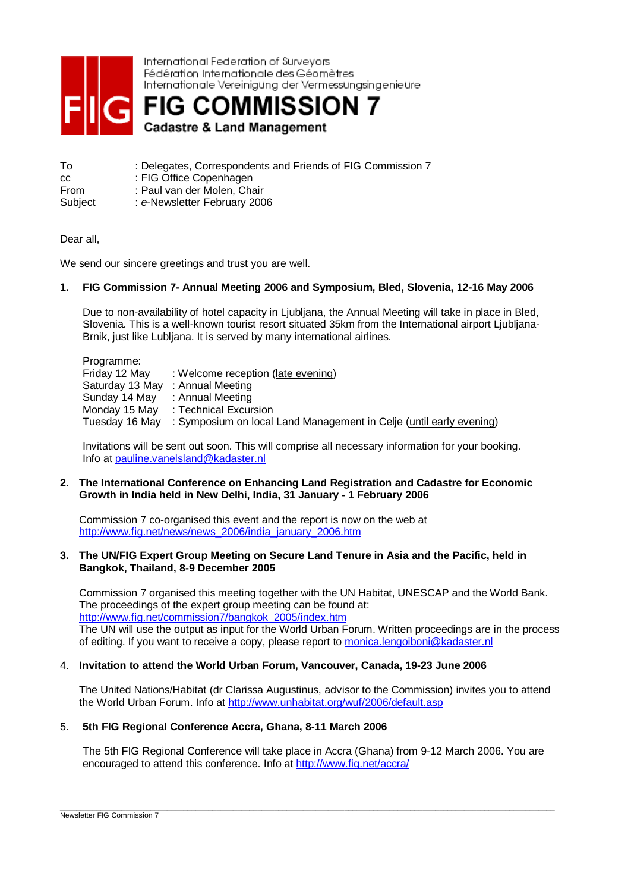International Federation of Surveyors
Fédération Internationale des Géomètres
Internationale Vereinigung der Vermessungsingenieure

# FIG COMMISSION 7

**Cadastre & Land Management**

To : Delegates, Correspondents and Friends of FIG Commission 7
cc : FIG Office Copenhagen
From : Paul van der Molen, Chair
Subject : *e*-Newsletter February 2006

Dear all,

We send our sincere greetings and trust you are well.

## 1. FIG Commission 7- Annual Meeting 2006 and Symposium, Bled, Slovenia, 12-16 May 2006

Due to non-availability of hotel capacity in Ljubljana, the Annual Meeting will take in place in Bled, Slovenia. This is a well-known tourist resort situated 35km from the International airport Ljubljana-Brnik, just like Lubljana. It is served by many international airlines.

Programme:

| | |
|---|---|
| Friday 12 May | : Welcome reception (late evening) |
| Saturday 13 May | : Annual Meeting |
| Sunday 14 May | : Annual Meeting |
| Monday 15 May | : Technical Excursion |
| Tuesday 16 May | : Symposium on local Land Management in Celje (until early evening) |

Invitations will be sent out soon. This will comprise all necessary information for your booking. Info at pauline.vanelsland@kadaster.nl

## 2. The International Conference on Enhancing Land Registration and Cadastre for Economic Growth in India held in New Delhi, India, 31 January - 1 February 2006

Commission 7 co-organised this event and the report is now on the web at http://www.fig.net/news/news_2006/india_january_2006.htm

## 3. The UN/FIG Expert Group Meeting on Secure Land Tenure in Asia and the Pacific, held in Bangkok, Thailand, 8-9 December 2005

Commission 7 organised this meeting together with the UN Habitat, UNESCAP and the World Bank. The proceedings of the expert group meeting can be found at: http://www.fig.net/commission7/bangkok_2005/index.htm
The UN will use the output as input for the World Urban Forum. Written proceedings are in the process of editing. If you want to receive a copy, please report to monica.lengoiboni@kadaster.nl

## 4. Invitation to attend the World Urban Forum, Vancouver, Canada, 19-23 June 2006

The United Nations/Habitat (dr Clarissa Augustinus, advisor to the Commission) invites you to attend the World Urban Forum. Info at http://www.unhabitat.org/wuf/2006/default.asp

## 5. 5th FIG Regional Conference Accra, Ghana, 8-11 March 2006

The 5th FIG Regional Conference will take place in Accra (Ghana) from 9-12 March 2006. You are encouraged to attend this conference. Info at http://www.fig.net/accra/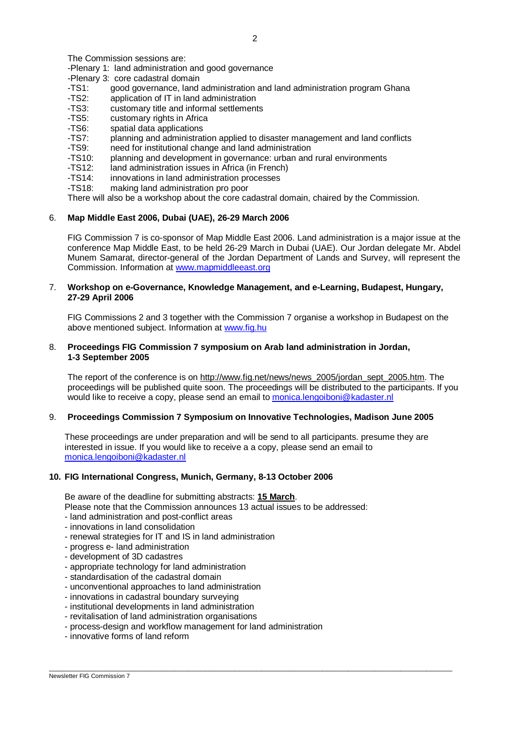The Commission sessions are:

- -Plenary 1: land administration and good governance
- -Plenary 3: core cadastral domain
- -TS1: good governance, land administration and land administration program Ghana
- -TS2: application of IT in land administration
- -TS3: customary title and informal settlements
- -TS5: customary rights in Africa
- -TS6: spatial data applications
- -TS7: planning and administration applied to disaster management and land conflicts
- -TS9: need for institutional change and land administration
- -TS10: planning and development in governance: urban and rural environments
- -TS12: land administration issues in Africa (in French)
- -TS14: innovations in land administration processes
- -TS18: making land administration pro poor

There will also be a workshop about the core cadastral domain, chaired by the Commission.

## 6. Map Middle East 2006, Dubai (UAE), 26-29 March 2006

FIG Commission 7 is co-sponsor of Map Middle East 2006. Land administration is a major issue at the conference Map Middle East, to be held 26-29 March in Dubai (UAE). Our Jordan delegate Mr. Abdel Munem Samarat, director-general of the Jordan Department of Lands and Survey, will represent the Commission. Information at www.mapmiddleeast.org

## 7. Workshop on e-Governance, Knowledge Management, and e-Learning, Budapest, Hungary, 27-29 April 2006

FIG Commissions 2 and 3 together with the Commission 7 organise a workshop in Budapest on the above mentioned subject. Information at www.fig.hu

## 8. Proceedings FIG Commission 7 symposium on Arab land administration in Jordan, 1-3 September 2005

The report of the conference is on http://www.fig.net/news/news_2005/jordan_sept_2005.htm. The proceedings will be published quite soon. The proceedings will be distributed to the participants. If you would like to receive a copy, please send an email to monica.lengoiboni@kadaster.nl

## 9. Proceedings Commission 7 Symposium on Innovative Technologies, Madison June 2005

These proceedings are under preparation and will be send to all participants. presume they are interested in issue. If you would like to receive a a copy, please send an email to monica.lengoiboni@kadaster.nl

## 10. FIG International Congress, Munich, Germany, 8-13 October 2006

Be aware of the deadline for submitting abstracts: **15 March**.

Please note that the Commission announces 13 actual issues to be addressed:

- land administration and post-conflict areas
- innovations in land consolidation
- renewal strategies for IT and IS in land administration
- progress e- land administration
- development of 3D cadastres
- appropriate technology for land administration
- standardisation of the cadastral domain
- unconventional approaches to land administration
- innovations in cadastral boundary surveying
- institutional developments in land administration
- revitalisation of land administration organisations
- process-design and workflow management for land administration
- innovative forms of land reform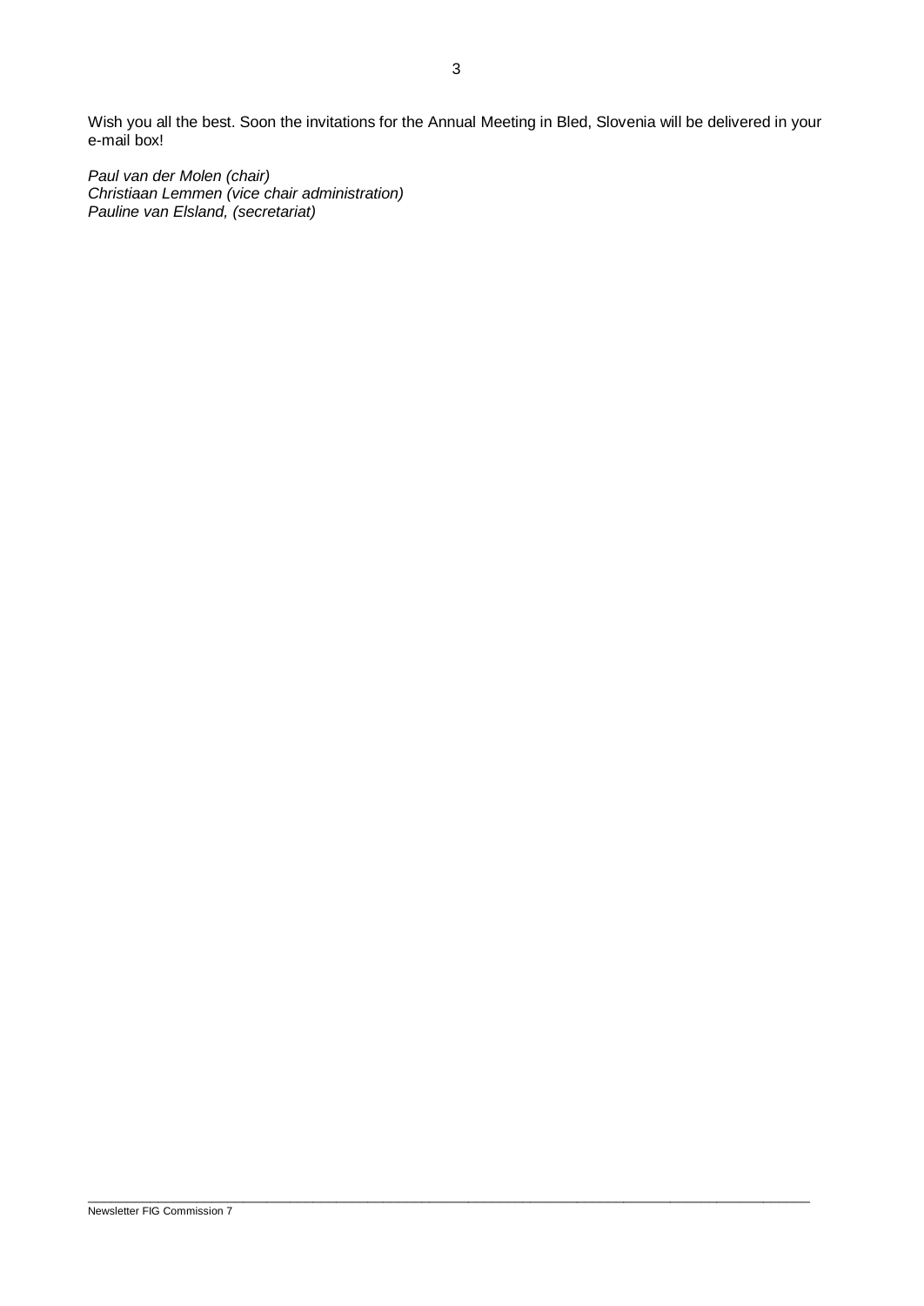Wish you all the best. Soon the invitations for the Annual Meeting in Bled, Slovenia will be delivered in your e-mail box!

*Paul van der Molen (chair)*
*Christiaan Lemmen (vice chair administration)*
*Pauline van Elsland, (secretariat)*